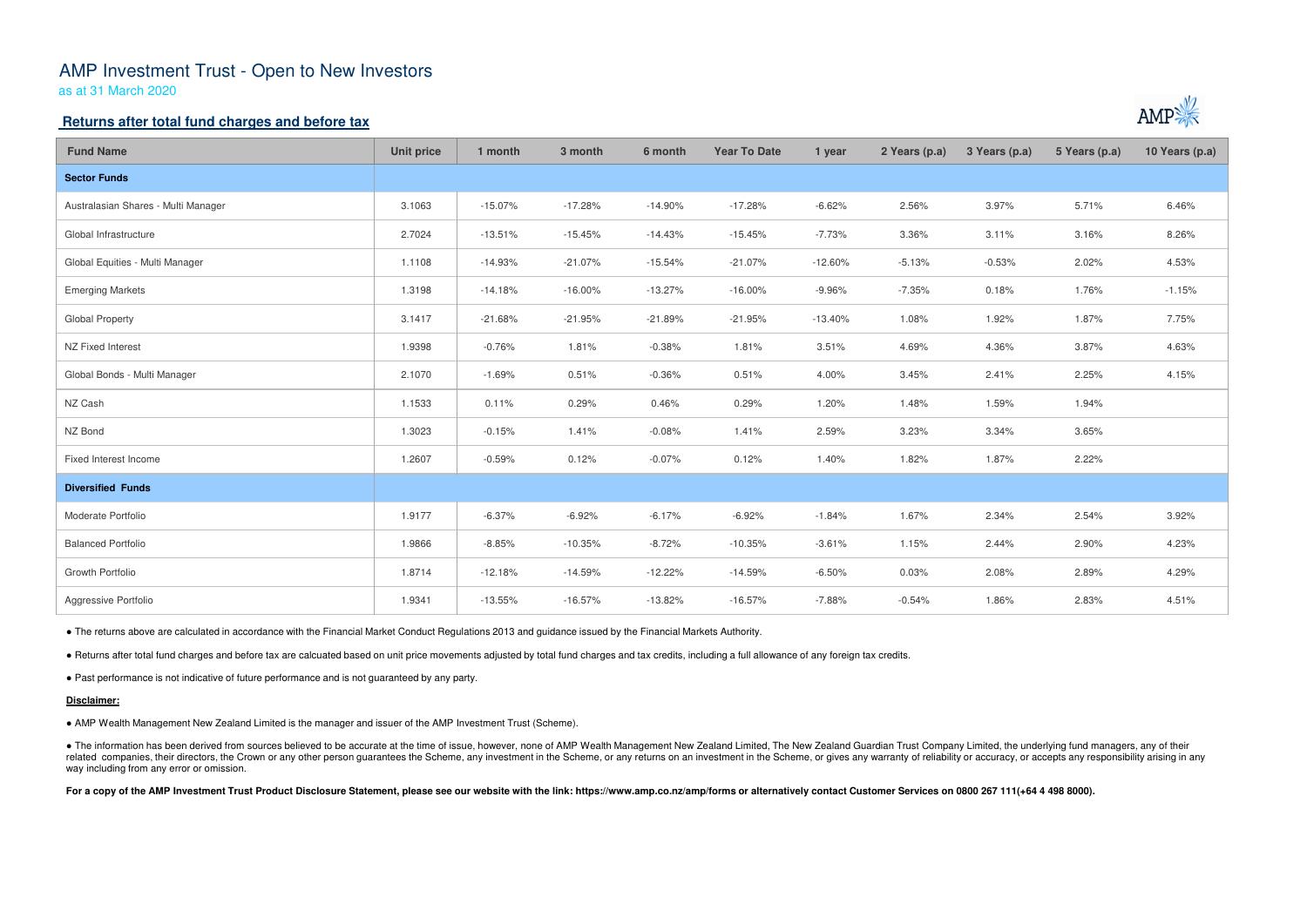# AMP Investment Trust - Open to New Investors

as at 31 March 2020

## Returns after total fund charges and before tax

| Fund Name | Unit price | 1 month | 3 month | 6 month | Year To Date | 1 year | 2 Years (p.a) | 3 Years (p.a) | 5 Years (p.a) | 10 Years (p.a) |
|---|---|---|---|---|---|---|---|---|---|---|
| **Sector Funds** | | | | | | | | | | |
| Australasian Shares - Multi Manager | 3.1063 | -15.07% | -17.28% | -14.90% | -17.28% | -6.62% | 2.56% | 3.97% | 5.71% | 6.46% |
| Global Infrastructure | 2.7024 | -13.51% | -15.45% | -14.43% | -15.45% | -7.73% | 3.36% | 3.11% | 3.16% | 8.26% |
| Global Equities - Multi Manager | 1.1108 | -14.93% | -21.07% | -15.54% | -21.07% | -12.60% | -5.13% | -0.53% | 2.02% | 4.53% |
| Emerging Markets | 1.3198 | -14.18% | -16.00% | -13.27% | -16.00% | -9.96% | -7.35% | 0.18% | 1.76% | -1.15% |
| Global Property | 3.1417 | -21.68% | -21.95% | -21.89% | -21.95% | -13.40% | 1.08% | 1.92% | 1.87% | 7.75% |
| NZ Fixed Interest | 1.9398 | -0.76% | 1.81% | -0.38% | 1.81% | 3.51% | 4.69% | 4.36% | 3.87% | 4.63% |
| Global Bonds - Multi Manager | 2.1070 | -1.69% | 0.51% | -0.36% | 0.51% | 4.00% | 3.45% | 2.41% | 2.25% | 4.15% |
| NZ Cash | 1.1533 | 0.11% | 0.29% | 0.46% | 0.29% | 1.20% | 1.48% | 1.59% | 1.94% | |
| NZ Bond | 1.3023 | -0.15% | 1.41% | -0.08% | 1.41% | 2.59% | 3.23% | 3.34% | 3.65% | |
| Fixed Interest Income | 1.2607 | -0.59% | 0.12% | -0.07% | 0.12% | 1.40% | 1.82% | 1.87% | 2.22% | |
| **Diversified Funds** | | | | | | | | | | |
| Moderate Portfolio | 1.9177 | -6.37% | -6.92% | -6.17% | -6.92% | -1.84% | 1.67% | 2.34% | 2.54% | 3.92% |
| Balanced Portfolio | 1.9866 | -8.85% | -10.35% | -8.72% | -10.35% | -3.61% | 1.15% | 2.44% | 2.90% | 4.23% |
| Growth Portfolio | 1.8714 | -12.18% | -14.59% | -12.22% | -14.59% | -6.50% | 0.03% | 2.08% | 2.89% | 4.29% |
| Aggressive Portfolio | 1.9341 | -13.55% | -16.57% | -13.82% | -16.57% | -7.88% | -0.54% | 1.86% | 2.83% | 4.51% |

● The returns above are calculated in accordance with the Financial Market Conduct Regulations 2013 and guidance issued by the Financial Markets Authority.

● Returns after total fund charges and before tax are calcuated based on unit price movements adjusted by total fund charges and tax credits, including a full allowance of any foreign tax credits.

● Past performance is not indicative of future performance and is not guaranteed by any party.

**Disclaimer:**

● AMP Wealth Management New Zealand Limited is the manager and issuer of the AMP Investment Trust (Scheme).

● The information has been derived from sources believed to be accurate at the time of issue, however, none of AMP Wealth Management New Zealand Limited, The New Zealand Guardian Trust Company Limited, the underlying fund managers, any of their related companies, their directors, the Crown or any other person guarantees the Scheme, any investment in the Scheme, or any returns on an investment in the Scheme, or gives any warranty of reliability or accuracy, or accepts any responsibility arising in any way including from any error or omission.

**For a copy of the AMP Investment Trust Product Disclosure Statement, please see our website with the link: https://www.amp.co.nz/amp/forms or alternatively contact Customer Services on 0800 267 111(+64 4 498 8000).**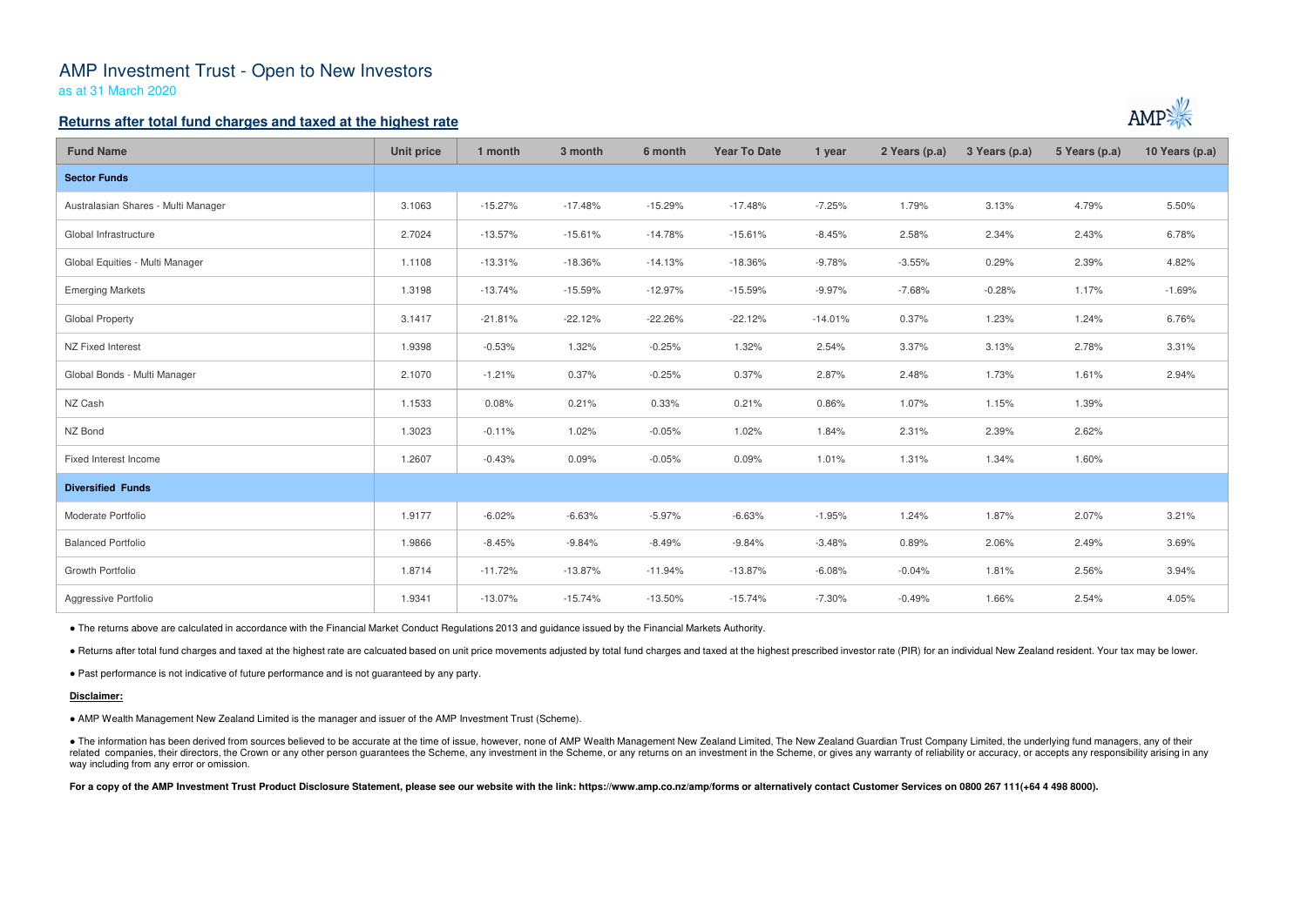# AMP Investment Trust - Open to New Investors

as at 31 March 2020

## Returns after total fund charges and taxed at the highest rate

| Fund Name | Unit price | 1 month | 3 month | 6 month | Year To Date | 1 year | 2 Years (p.a) | 3 Years (p.a) | 5 Years (p.a) | 10 Years (p.a) |
|---|---|---|---|---|---|---|---|---|---|---|
| **Sector Funds** | | | | | | | | | | |
| Australasian Shares - Multi Manager | 3.1063 | -15.27% | -17.48% | -15.29% | -17.48% | -7.25% | 1.79% | 3.13% | 4.79% | 5.50% |
| Global Infrastructure | 2.7024 | -13.57% | -15.61% | -14.78% | -15.61% | -8.45% | 2.58% | 2.34% | 2.43% | 6.78% |
| Global Equities - Multi Manager | 1.1108 | -13.31% | -18.36% | -14.13% | -18.36% | -9.78% | -3.55% | 0.29% | 2.39% | 4.82% |
| Emerging Markets | 1.3198 | -13.74% | -15.59% | -12.97% | -15.59% | -9.97% | -7.68% | -0.28% | 1.17% | -1.69% |
| Global Property | 3.1417 | -21.81% | -22.12% | -22.26% | -22.12% | -14.01% | 0.37% | 1.23% | 1.24% | 6.76% |
| NZ Fixed Interest | 1.9398 | -0.53% | 1.32% | -0.25% | 1.32% | 2.54% | 3.37% | 3.13% | 2.78% | 3.31% |
| Global Bonds - Multi Manager | 2.1070 | -1.21% | 0.37% | -0.25% | 0.37% | 2.87% | 2.48% | 1.73% | 1.61% | 2.94% |
| NZ Cash | 1.1533 | 0.08% | 0.21% | 0.33% | 0.21% | 0.86% | 1.07% | 1.15% | 1.39% | |
| NZ Bond | 1.3023 | -0.11% | 1.02% | -0.05% | 1.02% | 1.84% | 2.31% | 2.39% | 2.62% | |
| Fixed Interest Income | 1.2607 | -0.43% | 0.09% | -0.05% | 0.09% | 1.01% | 1.31% | 1.34% | 1.60% | |
| **Diversified Funds** | | | | | | | | | | |
| Moderate Portfolio | 1.9177 | -6.02% | -6.63% | -5.97% | -6.63% | -1.95% | 1.24% | 1.87% | 2.07% | 3.21% |
| Balanced Portfolio | 1.9866 | -8.45% | -9.84% | -8.49% | -9.84% | -3.48% | 0.89% | 2.06% | 2.49% | 3.69% |
| Growth Portfolio | 1.8714 | -11.72% | -13.87% | -11.94% | -13.87% | -6.08% | -0.04% | 1.81% | 2.56% | 3.94% |
| Aggressive Portfolio | 1.9341 | -13.07% | -15.74% | -13.50% | -15.74% | -7.30% | -0.49% | 1.66% | 2.54% | 4.05% |

- The returns above are calculated in accordance with the Financial Market Conduct Regulations 2013 and guidance issued by the Financial Markets Authority.
- Returns after total fund charges and taxed at the highest rate are calcuated based on unit price movements adjusted by total fund charges and taxed at the highest prescribed investor rate (PIR) for an individual New Zealand resident. Your tax may be lower.
- Past performance is not indicative of future performance and is not guaranteed by any party.

**Disclaimer:**

- AMP Wealth Management New Zealand Limited is the manager and issuer of the AMP Investment Trust (Scheme).
- The information has been derived from sources believed to be accurate at the time of issue, however, none of AMP Wealth Management New Zealand Limited, The New Zealand Guardian Trust Company Limited, the underlying fund managers, any of their related companies, their directors, the Crown or any other person guarantees the Scheme, any investment in the Scheme, or any returns on an investment in the Scheme, or gives any warranty of reliability or accuracy, or accepts any responsibility arising in any way including from any error or omission.

**For a copy of the AMP Investment Trust Product Disclosure Statement, please see our website with the link: https://www.amp.co.nz/amp/forms or alternatively contact Customer Services on 0800 267 111(+64 4 498 8000).**